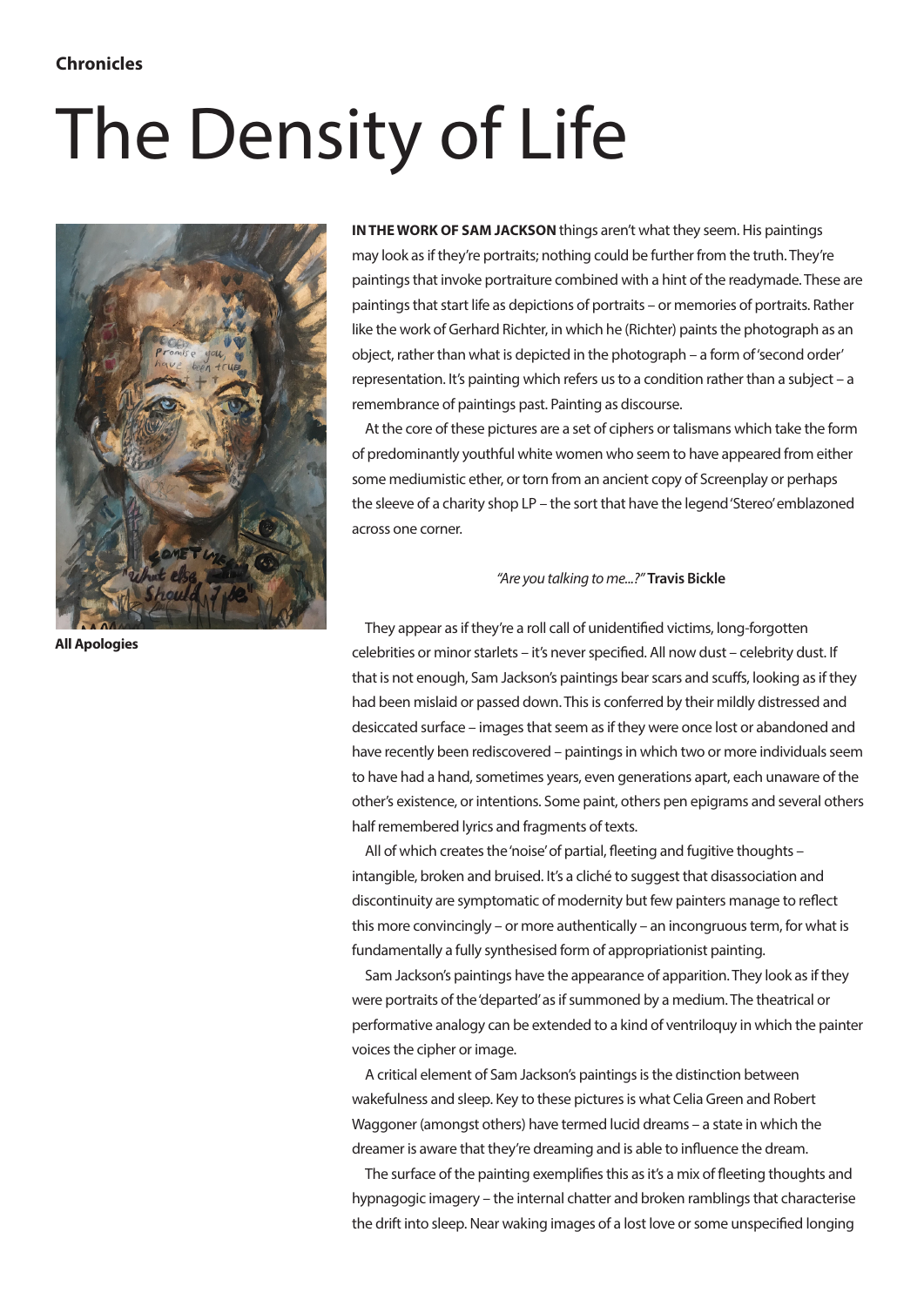**Chronicles**

# The Density of Life

All Apologies

**IN THE WORK OF SAM JACKSON** things aren't what they seem. His paintings may look as if they're portraits; nothing could be further from the truth. They're paintings that invoke portraiture combined with a hint of the readymade. These are paintings that start life as depictions of portraits – or memories of portraits. Rather like the work of Gerhard Richter, in which he (Richter) paints the photograph as an object, rather than what is depicted in the photograph – a form of 'second order' representation. It's painting which refers us to a condition rather than a subject – a remembrance of paintings past. Painting as discourse.

At the core of these pictures are a set of ciphers or talismans which take the form of predominantly youthful white women who seem to have appeared from either some mediumistic ether, or torn from an ancient copy of Screenplay or perhaps the sleeve of a charity shop LP – the sort that have the legend 'Stereo' emblazoned across one corner.

*"Are you talking to me...?"* **Travis Bickle**

They appear as if they're a roll call of unidentified victims, long-forgotten celebrities or minor starlets – it's never specified. All now dust – celebrity dust. If that is not enough, Sam Jackson's paintings bear scars and scuffs, looking as if they had been mislaid or passed down. This is conferred by their mildly distressed and desiccated surface – images that seem as if they were once lost or abandoned and have recently been rediscovered – paintings in which two or more individuals seem to have had a hand, sometimes years, even generations apart, each unaware of the other's existence, or intentions. Some paint, others pen epigrams and several others half remembered lyrics and fragments of texts.

All of which creates the 'noise' of partial, fleeting and fugitive thoughts – intangible, broken and bruised. It's a cliché to suggest that disassociation and discontinuity are symptomatic of modernity but few painters manage to reflect this more convincingly – or more authentically – an incongruous term, for what is fundamentally a fully synthesised form of appropriationist painting.

Sam Jackson's paintings have the appearance of apparition. They look as if they were portraits of the 'departed' as if summoned by a medium. The theatrical or performative analogy can be extended to a kind of ventriloquy in which the painter voices the cipher or image.

A critical element of Sam Jackson's paintings is the distinction between wakefulness and sleep. Key to these pictures is what Celia Green and Robert Waggoner (amongst others) have termed lucid dreams – a state in which the dreamer is aware that they're dreaming and is able to influence the dream.

The surface of the painting exemplifies this as it's a mix of fleeting thoughts and hypnagogic imagery – the internal chatter and broken ramblings that characterise the drift into sleep. Near waking images of a lost love or some unspecified longing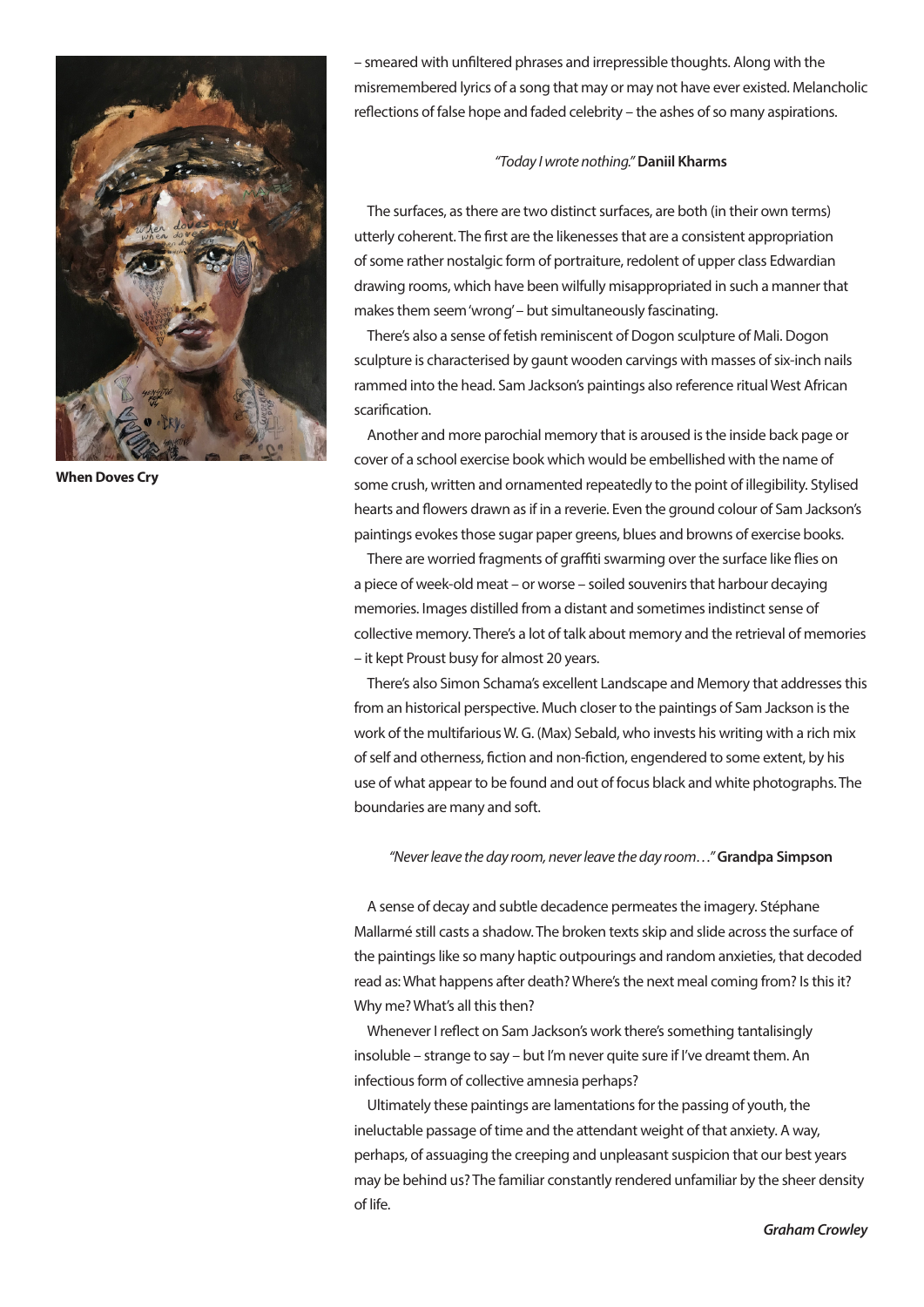**When Doves Cry**

– smeared with unfiltered phrases and irrepressible thoughts. Along with the misremembered lyrics of a song that may or may not have ever existed. Melancholic reflections of false hope and faded celebrity – the ashes of so many aspirations.

*"Today I wrote nothing."* **Daniil Kharms**

The surfaces, as there are two distinct surfaces, are both (in their own terms) utterly coherent. The first are the likenesses that are a consistent appropriation of some rather nostalgic form of portraiture, redolent of upper class Edwardian drawing rooms, which have been wilfully misappropriated in such a manner that makes them seem 'wrong' – but simultaneously fascinating.

There's also a sense of fetish reminiscent of Dogon sculpture of Mali. Dogon sculpture is characterised by gaunt wooden carvings with masses of six-inch nails rammed into the head. Sam Jackson's paintings also reference ritual West African scarification.

Another and more parochial memory that is aroused is the inside back page or cover of a school exercise book which would be embellished with the name of some crush, written and ornamented repeatedly to the point of illegibility. Stylised hearts and flowers drawn as if in a reverie. Even the ground colour of Sam Jackson's paintings evokes those sugar paper greens, blues and browns of exercise books.

There are worried fragments of graffiti swarming over the surface like flies on a piece of week-old meat – or worse – soiled souvenirs that harbour decaying memories. Images distilled from a distant and sometimes indistinct sense of collective memory. There's a lot of talk about memory and the retrieval of memories – it kept Proust busy for almost 20 years.

There's also Simon Schama's excellent Landscape and Memory that addresses this from an historical perspective. Much closer to the paintings of Sam Jackson is the work of the multifarious W. G. (Max) Sebald, who invests his writing with a rich mix of self and otherness, fiction and non-fiction, engendered to some extent, by his use of what appear to be found and out of focus black and white photographs. The boundaries are many and soft.

*"Never leave the day room, never leave the day room…"* **Grandpa Simpson**

A sense of decay and subtle decadence permeates the imagery. Stéphane Mallarmé still casts a shadow. The broken texts skip and slide across the surface of the paintings like so many haptic outpourings and random anxieties, that decoded read as: What happens after death? Where's the next meal coming from? Is this it? Why me? What's all this then?

Whenever I reflect on Sam Jackson's work there's something tantalisingly insoluble – strange to say – but I'm never quite sure if I've dreamt them. An infectious form of collective amnesia perhaps?

Ultimately these paintings are lamentations for the passing of youth, the ineluctable passage of time and the attendant weight of that anxiety. A way, perhaps, of assuaging the creeping and unpleasant suspicion that our best years may be behind us? The familiar constantly rendered unfamiliar by the sheer density of life.

***Graham Crowley***